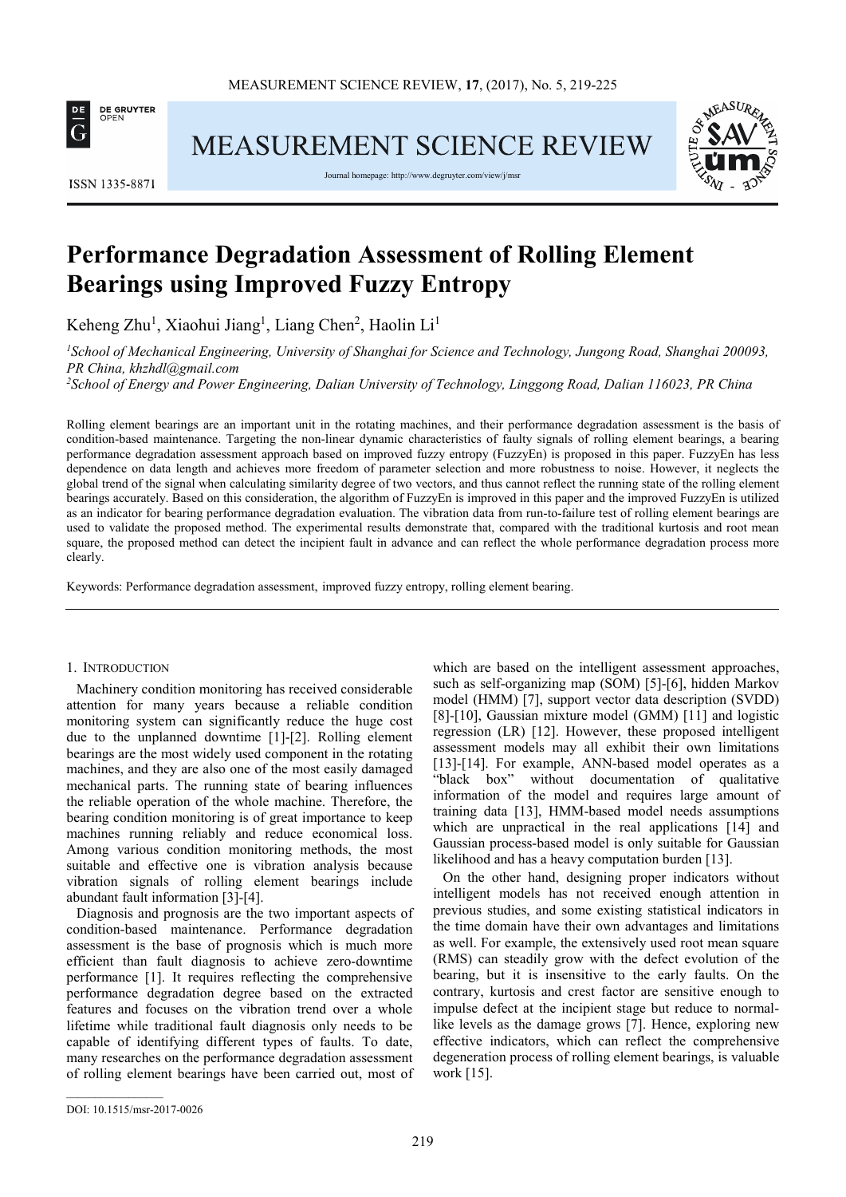# Performance Degradation Assessment of Rolling Element Bearings using Improved Fuzzy Entropy

Keheng Zhu[1], Xiaohui Jiang[1], Liang Chen[2], Haolin Li[1]

[1]*School of Mechanical Engineering, University of Shanghai for Science and Technology, Jungong Road, Shanghai 200093, PR China, khzhdl@gmail.com*

[2]*School of Energy and Power Engineering, Dalian University of Technology, Linggong Road, Dalian 116023, PR China*

Rolling element bearings are an important unit in the rotating machines, and their performance degradation assessment is the basis of condition-based maintenance. Targeting the non-linear dynamic characteristics of faulty signals of rolling element bearings, a bearing performance degradation assessment approach based on improved fuzzy entropy (FuzzyEn) is proposed in this paper. FuzzyEn has less dependence on data length and achieves more freedom of parameter selection and more robustness to noise. However, it neglects the global trend of the signal when calculating similarity degree of two vectors, and thus cannot reflect the running state of the rolling element bearings accurately. Based on this consideration, the algorithm of FuzzyEn is improved in this paper and the improved FuzzyEn is utilized as an indicator for bearing performance degradation evaluation. The vibration data from run-to-failure test of rolling element bearings are used to validate the proposed method. The experimental results demonstrate that, compared with the traditional kurtosis and root mean square, the proposed method can detect the incipient fault in advance and can reflect the whole performance degradation process more clearly.

Keywords: Performance degradation assessment, improved fuzzy entropy, rolling element bearing.

## 1. Introduction

Machinery condition monitoring has received considerable attention for many years because a reliable condition monitoring system can significantly reduce the huge cost due to the unplanned downtime [1]-[2]. Rolling element bearings are the most widely used component in the rotating machines, and they are also one of the most easily damaged mechanical parts. The running state of bearing influences the reliable operation of the whole machine. Therefore, the bearing condition monitoring is of great importance to keep machines running reliably and reduce economical loss. Among various condition monitoring methods, the most suitable and effective one is vibration analysis because vibration signals of rolling element bearings include abundant fault information [3]-[4].

Diagnosis and prognosis are the two important aspects of condition-based maintenance. Performance degradation assessment is the base of prognosis which is much more efficient than fault diagnosis to achieve zero-downtime performance [1]. It requires reflecting the comprehensive performance degradation degree based on the extracted features and focuses on the vibration trend over a whole lifetime while traditional fault diagnosis only needs to be capable of identifying different types of faults. To date, many researches on the performance degradation assessment of rolling element bearings have been carried out, most of which are based on the intelligent assessment approaches, such as self-organizing map (SOM) [5]-[6], hidden Markov model (HMM) [7], support vector data description (SVDD) [8]-[10], Gaussian mixture model (GMM) [11] and logistic regression (LR) [12]. However, these proposed intelligent assessment models may all exhibit their own limitations [13]-[14]. For example, ANN-based model operates as a "black box" without documentation of qualitative information of the model and requires large amount of training data [13], HMM-based model needs assumptions which are unpractical in the real applications [14] and Gaussian process-based model is only suitable for Gaussian likelihood and has a heavy computation burden [13].

On the other hand, designing proper indicators without intelligent models has not received enough attention in previous studies, and some existing statistical indicators in the time domain have their own advantages and limitations as well. For example, the extensively used root mean square (RMS) can steadily grow with the defect evolution of the bearing, but it is insensitive to the early faults. On the contrary, kurtosis and crest factor are sensitive enough to impulse defect at the incipient stage but reduce to normal-like levels as the damage grows [7]. Hence, exploring new effective indicators, which can reflect the comprehensive degeneration process of rolling element bearings, is valuable work [15].

DOI: 10.1515/msr-2017-0026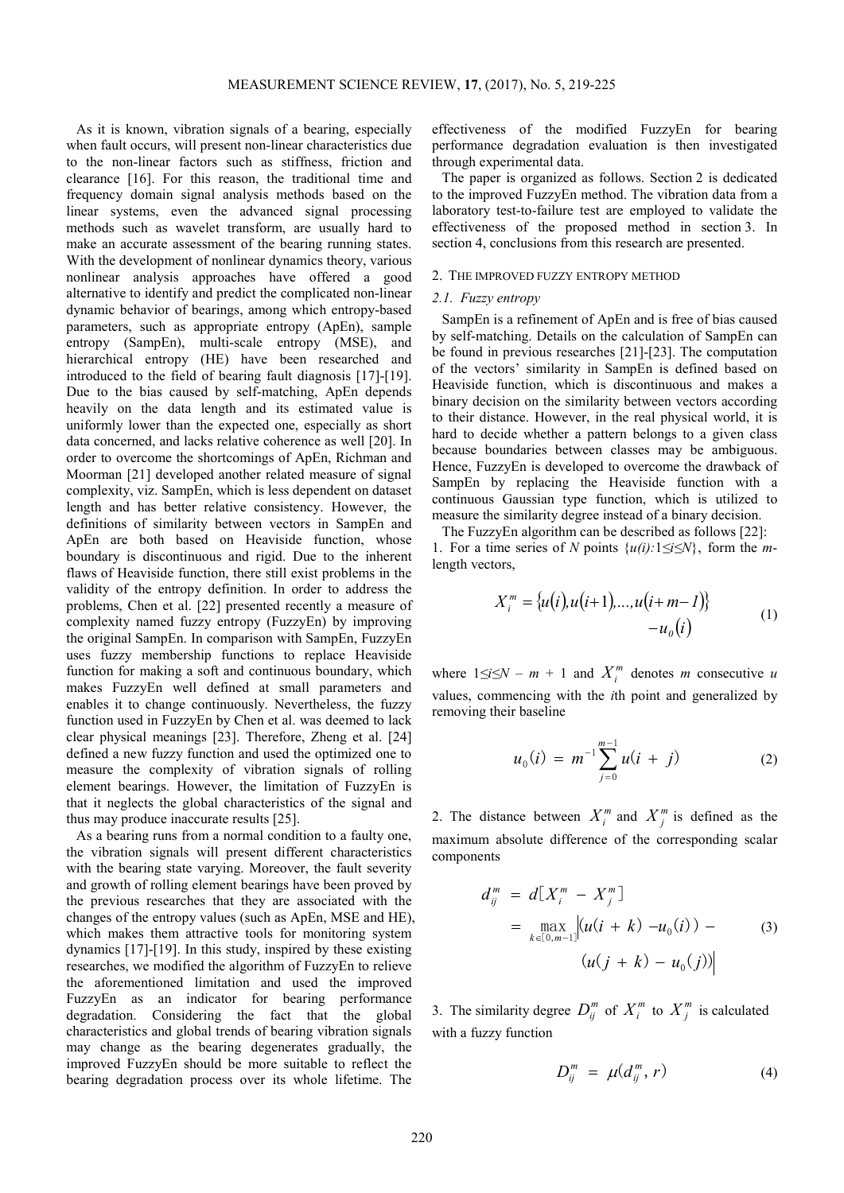As it is known, vibration signals of a bearing, especially when fault occurs, will present non-linear characteristics due to the non-linear factors such as stiffness, friction and clearance [16]. For this reason, the traditional time and frequency domain signal analysis methods based on the linear systems, even the advanced signal processing methods such as wavelet transform, are usually hard to make an accurate assessment of the bearing running states. With the development of nonlinear dynamics theory, various nonlinear analysis approaches have offered a good alternative to identify and predict the complicated non-linear dynamic behavior of bearings, among which entropy-based parameters, such as appropriate entropy (ApEn), sample entropy (SampEn), multi-scale entropy (MSE), and hierarchical entropy (HE) have been researched and introduced to the field of bearing fault diagnosis [17]-[19]. Due to the bias caused by self-matching, ApEn depends heavily on the data length and its estimated value is uniformly lower than the expected one, especially as short data concerned, and lacks relative coherence as well [20]. In order to overcome the shortcomings of ApEn, Richman and Moorman [21] developed another related measure of signal complexity, viz. SampEn, which is less dependent on dataset length and has better relative consistency. However, the definitions of similarity between vectors in SampEn and ApEn are both based on Heaviside function, whose boundary is discontinuous and rigid. Due to the inherent flaws of Heaviside function, there still exist problems in the validity of the entropy definition. In order to address the problems, Chen et al. [22] presented recently a measure of complexity named fuzzy entropy (FuzzyEn) by improving the original SampEn. In comparison with SampEn, FuzzyEn uses fuzzy membership functions to replace Heaviside function for making a soft and continuous boundary, which makes FuzzyEn well defined at small parameters and enables it to change continuously. Nevertheless, the fuzzy function used in FuzzyEn by Chen et al. was deemed to lack clear physical meanings [23]. Therefore, Zheng et al. [24] defined a new fuzzy function and used the optimized one to measure the complexity of vibration signals of rolling element bearings. However, the limitation of FuzzyEn is that it neglects the global characteristics of the signal and thus may produce inaccurate results [25].

As a bearing runs from a normal condition to a faulty one, the vibration signals will present different characteristics with the bearing state varying. Moreover, the fault severity and growth of rolling element bearings have been proved by the previous researches that they are associated with the changes of the entropy values (such as ApEn, MSE and HE), which makes them attractive tools for monitoring system dynamics [17]-[19]. In this study, inspired by these existing researches, we modified the algorithm of FuzzyEn to relieve the aforementioned limitation and used the improved FuzzyEn as an indicator for bearing performance degradation. Considering the fact that the global characteristics and global trends of bearing vibration signals may change as the bearing degenerates gradually, the improved FuzzyEn should be more suitable to reflect the bearing degradation process over its whole lifetime. The effectiveness of the modified FuzzyEn for bearing performance degradation evaluation is then investigated through experimental data.

The paper is organized as follows. Section 2 is dedicated to the improved FuzzyEn method. The vibration data from a laboratory test-to-failure test are employed to validate the effectiveness of the proposed method in section 3. In section 4, conclusions from this research are presented.

## 2. THE IMPROVED FUZZY ENTROPY METHOD

### 2.1. Fuzzy entropy

SampEn is a refinement of ApEn and is free of bias caused by self-matching. Details on the calculation of SampEn can be found in previous researches [21]-[23]. The computation of the vectors' similarity in SampEn is defined based on Heaviside function, which is discontinuous and makes a binary decision on the similarity between vectors according to their distance. However, in the real physical world, it is hard to decide whether a pattern belongs to a given class because boundaries between classes may be ambiguous. Hence, FuzzyEn is developed to overcome the drawback of SampEn by replacing the Heaviside function with a continuous Gaussian type function, which is utilized to measure the similarity degree instead of a binary decision.

The FuzzyEn algorithm can be described as follows [22]:

1. For a time series of $N$ points $\{u(i): 1 \leq i \leq N\}$, form the $m$-length vectors,

$$X_i^m = \{u(i), u(i+1), \ldots, u(i+m-1)\} - u_0(i) \tag{1}$$

where $1 \leq i \leq N - m + 1$ and $X_i^m$ denotes $m$ consecutive $u$ values, commencing with the $i$th point and generalized by removing their baseline

$$u_0(i) = m^{-1} \sum_{j=0}^{m-1} u(i + j) \tag{2}$$

2. The distance between $X_i^m$ and $X_j^m$ is defined as the maximum absolute difference of the corresponding scalar components

$$\begin{aligned} d_{ij}^m &= d[X_i^m - X_j^m] \\ &= \max_{k \in [0, m-1]} \left| (u(i + k) - u_0(i)) - (u(j + k) - u_0(j)) \right| \end{aligned} \tag{3}$$

3. The similarity degree $D_{ij}^m$ of $X_i^m$ to $X_j^m$ is calculated with a fuzzy function

$$D_{ij}^m = \mu(d_{ij}^m, r) \tag{4}$$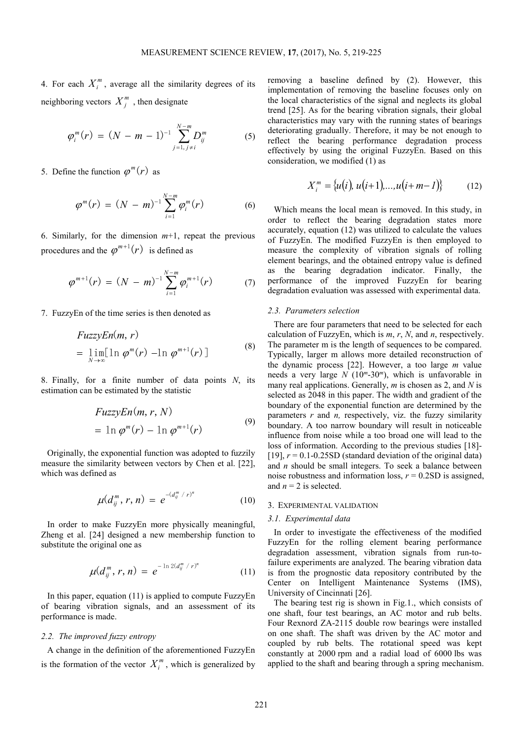4. For each $X_i^m$, average all the similarity degrees of its neighboring vectors $X_j^m$, then designate

$$\varphi_i^m(r) = (N - m - 1)^{-1} \sum_{j=1,\, j \neq i}^{N-m} D_{ij}^m \tag{5}$$

5. Define the function $\varphi^m(r)$ as

$$\varphi^m(r) = (N - m)^{-1} \sum_{i=1}^{N-m} \varphi_i^m(r) \tag{6}$$

6. Similarly, for the dimension $m$+1, repeat the previous procedures and the $\varphi^{m+1}(r)$ is defined as

$$\varphi^{m+1}(r) = (N - m)^{-1} \sum_{i=1}^{N-m} \varphi_i^{m+1}(r) \tag{7}$$

7. FuzzyEn of the time series is then denoted as

$$\begin{aligned} &FuzzyEn(m, r) \\ &= \lim_{N \to \infty} [\ln \varphi^m(r) - \ln \varphi^{m+1}(r)] \end{aligned} \tag{8}$$

8. Finally, for a finite number of data points $N$, its estimation can be estimated by the statistic

$$\begin{aligned} &FuzzyEn(m, r, N) \\ &= \ln \varphi^m(r) - \ln \varphi^{m+1}(r) \end{aligned} \tag{9}$$

Originally, the exponential function was adopted to fuzzily measure the similarity between vectors by Chen et al. [22], which was defined as

$$\mu(d_{ij}^m, r, n) = e^{-(d_{ij}^m / r)^n} \tag{10}$$

In order to make FuzzyEn more physically meaningful, Zheng et al. [24] designed a new membership function to substitute the original one as

$$\mu(d_{ij}^m, r, n) = e^{-\ln 2 (d_{ij}^m / r)^n} \tag{11}$$

In this paper, equation (11) is applied to compute FuzzyEn of bearing vibration signals, and an assessment of its performance is made.

### 2.2. The improved fuzzy entropy

A change in the definition of the aforementioned FuzzyEn is the formation of the vector $X_i^m$, which is generalized by removing a baseline defined by (2). However, this implementation of removing the baseline focuses only on the local characteristics of the signal and neglects its global trend [25]. As for the bearing vibration signals, their global characteristics may vary with the running states of bearings deteriorating gradually. Therefore, it may be not enough to reflect the bearing performance degradation process effectively by using the original FuzzyEn. Based on this consideration, we modified (1) as

$$X_i^m = \{u(i), u(i+1), \ldots, u(i+m-1)\} \tag{12}$$

Which means the local mean is removed. In this study, in order to reflect the bearing degradation states more accurately, equation (12) was utilized to calculate the values of FuzzyEn. The modified FuzzyEn is then employed to measure the complexity of vibration signals of rolling element bearings, and the obtained entropy value is defined as the bearing degradation indicator. Finally, the performance of the improved FuzzyEn for bearing degradation evaluation was assessed with experimental data.

### 2.3. Parameters selection

There are four parameters that need to be selected for each calculation of FuzzyEn, which is $m$, $r$, $N$, and $n$, respectively. The parameter m is the length of sequences to be compared. Typically, larger m allows more detailed reconstruction of the dynamic process [22]. However, a too large $m$ value needs a very large $N$ ($10^m$-$30^m$), which is unfavorable in many real applications. Generally, $m$ is chosen as 2, and $N$ is selected as 2048 in this paper. The width and gradient of the boundary of the exponential function are determined by the parameters $r$ and $n$, respectively, viz. the fuzzy similarity boundary. A too narrow boundary will result in noticeable influence from noise while a too broad one will lead to the loss of information. According to the previous studies [18]-[19], $r$ = 0.1-0.25SD (standard deviation of the original data) and $n$ should be small integers. To seek a balance between noise robustness and information loss, $r$ = 0.2SD is assigned, and $n$ = 2 is selected.

## 3. Experimental validation

### 3.1. Experimental data

In order to investigate the effectiveness of the modified FuzzyEn for the rolling element bearing performance degradation assessment, vibration signals from run-to-failure experiments are analyzed. The bearing vibration data is from the prognostic data repository contributed by the Center on Intelligent Maintenance Systems (IMS), University of Cincinnati [26].

The bearing test rig is shown in Fig.1., which consists of one shaft, four test bearings, an AC motor and rub belts. Four Rexnord ZA-2115 double row bearings were installed on one shaft. The shaft was driven by the AC motor and coupled by rub belts. The rotational speed was kept constantly at 2000 rpm and a radial load of 6000 lbs was applied to the shaft and bearing through a spring mechanism.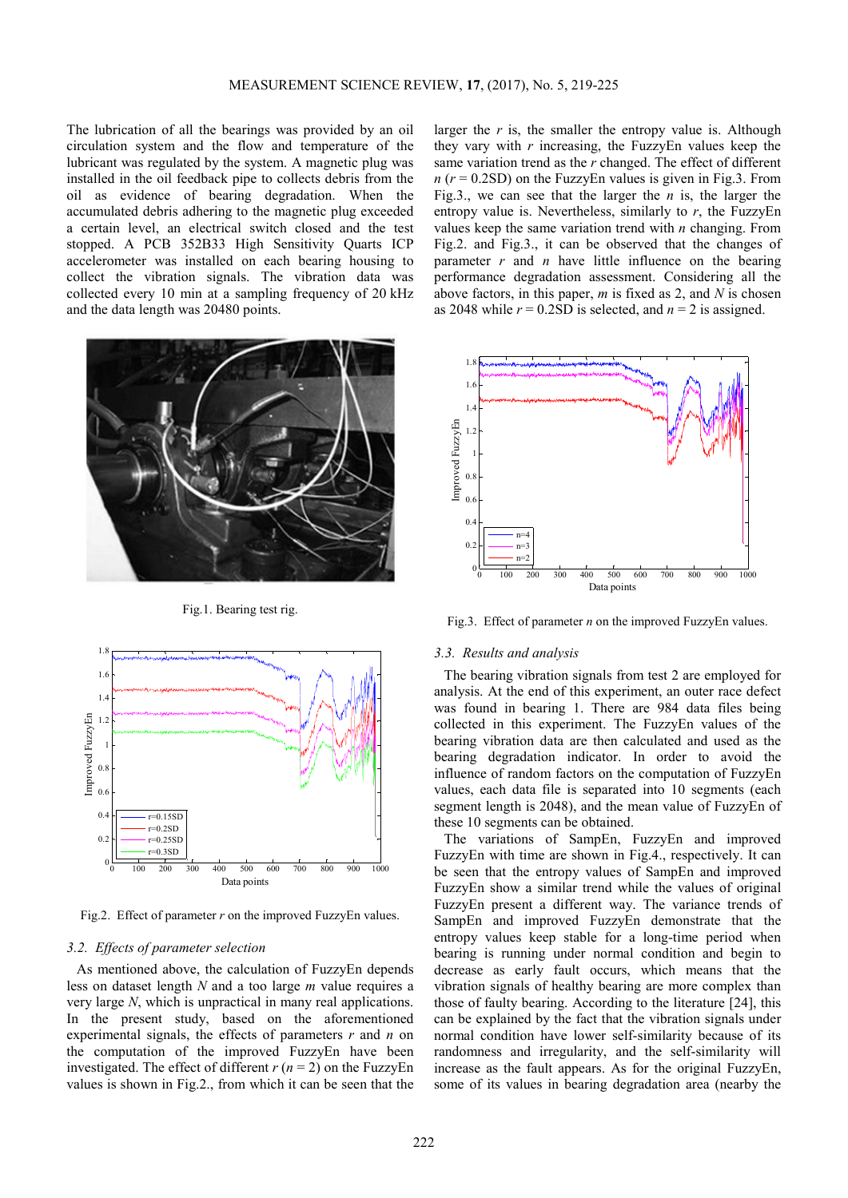The lubrication of all the bearings was provided by an oil circulation system and the flow and temperature of the lubricant was regulated by the system. A magnetic plug was installed in the oil feedback pipe to collects debris from the oil as evidence of bearing degradation. When the accumulated debris adhering to the magnetic plug exceeded a certain level, an electrical switch closed and the test stopped. A PCB 352B33 High Sensitivity Quarts ICP accelerometer was installed on each bearing housing to collect the vibration signals. The vibration data was collected every 10 min at a sampling frequency of 20 kHz and the data length was 20480 points.

Fig.1. Bearing test rig.

Fig.2. Effect of parameter $r$ on the improved FuzzyEn values.

### 3.2. *Effects of parameter selection*

As mentioned above, the calculation of FuzzyEn depends less on dataset length $N$ and a too large $m$ value requires a very large $N$, which is unpractical in many real applications. In the present study, based on the aforementioned experimental signals, the effects of parameters $r$ and $n$ on the computation of the improved FuzzyEn have been investigated. The effect of different $r$ ($n = 2$) on the FuzzyEn values is shown in Fig.2., from which it can be seen that the larger the $r$ is, the smaller the entropy value is. Although they vary with $r$ increasing, the FuzzyEn values keep the same variation trend as the $r$ changed. The effect of different $n$ ($r = 0.2$SD) on the FuzzyEn values is given in Fig.3. From Fig.3., we can see that the larger the $n$ is, the larger the entropy value is. Nevertheless, similarly to $r$, the FuzzyEn values keep the same variation trend with $n$ changing. From Fig.2. and Fig.3., it can be observed that the changes of parameter $r$ and $n$ have little influence on the bearing performance degradation assessment. Considering all the above factors, in this paper, $m$ is fixed as 2, and $N$ is chosen as 2048 while $r = 0.2$SD is selected, and $n = 2$ is assigned.

Fig.3. Effect of parameter $n$ on the improved FuzzyEn values.

### 3.3. *Results and analysis*

The bearing vibration signals from test 2 are employed for analysis. At the end of this experiment, an outer race defect was found in bearing 1. There are 984 data files being collected in this experiment. The FuzzyEn values of the bearing vibration data are then calculated and used as the bearing degradation indicator. In order to avoid the influence of random factors on the computation of FuzzyEn values, each data file is separated into 10 segments (each segment length is 2048), and the mean value of FuzzyEn of these 10 segments can be obtained.

The variations of SampEn, FuzzyEn and improved FuzzyEn with time are shown in Fig.4., respectively. It can be seen that the entropy values of SampEn and improved FuzzyEn show a similar trend while the values of original FuzzyEn present a different way. The variance trends of SampEn and improved FuzzyEn demonstrate that the entropy values keep stable for a long-time period when bearing is running under normal condition and begin to decrease as early fault occurs, which means that the vibration signals of healthy bearing are more complex than those of faulty bearing. According to the literature [24], this can be explained by the fact that the vibration signals under normal condition have lower self-similarity because of its randomness and irregularity, and the self-similarity will increase as the fault appears. As for the original FuzzyEn, some of its values in bearing degradation area (nearby the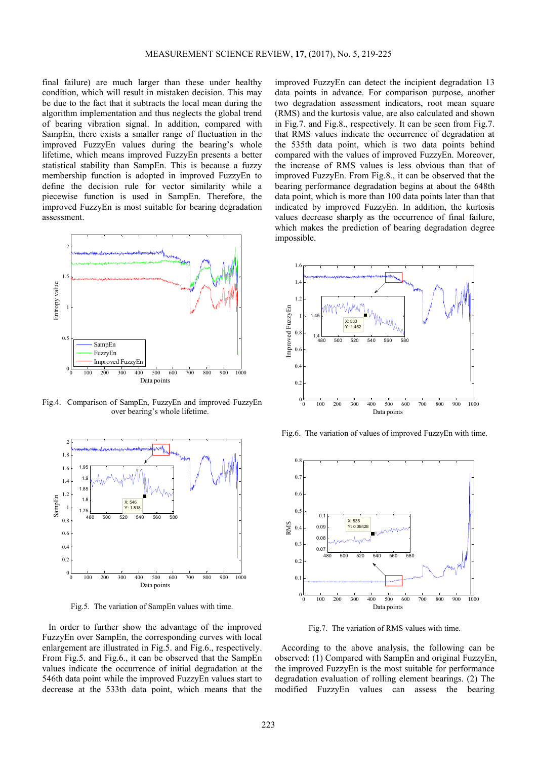final failure) are much larger than these under healthy condition, which will result in mistaken decision. This may be due to the fact that it subtracts the local mean during the algorithm implementation and thus neglects the global trend of bearing vibration signal. In addition, compared with SampEn, there exists a smaller range of fluctuation in the improved FuzzyEn values during the bearing's whole lifetime, which means improved FuzzyEn presents a better statistical stability than SampEn. This is because a fuzzy membership function is adopted in improved FuzzyEn to define the decision rule for vector similarity while a piecewise function is used in SampEn. Therefore, the improved FuzzyEn is most suitable for bearing degradation assessment.

Fig.4. Comparison of SampEn, FuzzyEn and improved FuzzyEn over bearing's whole lifetime.

Fig.5. The variation of SampEn values with time.

In order to further show the advantage of the improved FuzzyEn over SampEn, the corresponding curves with local enlargement are illustrated in Fig.5. and Fig.6., respectively. From Fig.5. and Fig.6., it can be observed that the SampEn values indicate the occurrence of initial degradation at the 546th data point while the improved FuzzyEn values start to decrease at the 533th data point, which means that the improved FuzzyEn can detect the incipient degradation 13 data points in advance. For comparison purpose, another two degradation assessment indicators, root mean square (RMS) and the kurtosis value, are also calculated and shown in Fig.7. and Fig.8., respectively. It can be seen from Fig.7. that RMS values indicate the occurrence of degradation at the 535th data point, which is two data points behind compared with the values of improved FuzzyEn. Moreover, the increase of RMS values is less obvious than that of improved FuzzyEn. From Fig.8., it can be observed that the bearing performance degradation begins at about the 648th data point, which is more than 100 data points later than that indicated by improved FuzzyEn. In addition, the kurtosis values decrease sharply as the occurrence of final failure, which makes the prediction of bearing degradation degree impossible.

Fig.6. The variation of values of improved FuzzyEn with time.

Fig.7. The variation of RMS values with time.

According to the above analysis, the following can be observed: (1) Compared with SampEn and original FuzzyEn, the improved FuzzyEn is the most suitable for performance degradation evaluation of rolling element bearings. (2) The modified FuzzyEn values can assess the bearing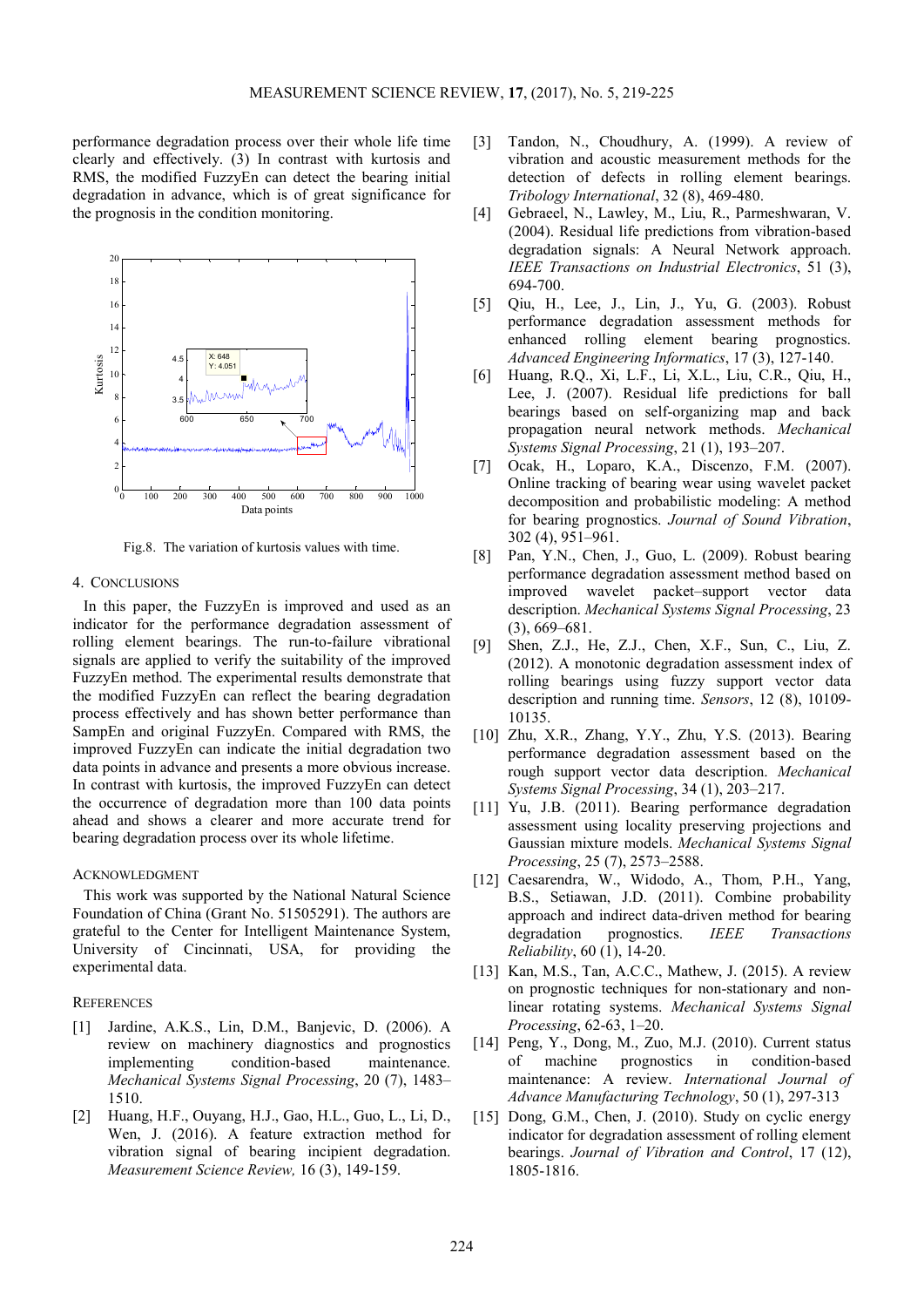performance degradation process over their whole life time clearly and effectively. (3) In contrast with kurtosis and RMS, the modified FuzzyEn can detect the bearing initial degradation in advance, which is of great significance for the prognosis in the condition monitoring.

Fig.8. The variation of kurtosis values with time.

## 4. CONCLUSIONS

In this paper, the FuzzyEn is improved and used as an indicator for the performance degradation assessment of rolling element bearings. The run-to-failure vibrational signals are applied to verify the suitability of the improved FuzzyEn method. The experimental results demonstrate that the modified FuzzyEn can reflect the bearing degradation process effectively and has shown better performance than SampEn and original FuzzyEn. Compared with RMS, the improved FuzzyEn can indicate the initial degradation two data points in advance and presents a more obvious increase. In contrast with kurtosis, the improved FuzzyEn can detect the occurrence of degradation more than 100 data points ahead and shows a clearer and more accurate trend for bearing degradation process over its whole lifetime.

## ACKNOWLEDGMENT

This work was supported by the National Natural Science Foundation of China (Grant No. 51505291). The authors are grateful to the Center for Intelligent Maintenance System, University of Cincinnati, USA, for providing the experimental data.

## REFERENCES

[1] Jardine, A.K.S., Lin, D.M., Banjevic, D. (2006). A review on machinery diagnostics and prognostics implementing condition-based maintenance. *Mechanical Systems Signal Processing*, 20 (7), 1483–1510.

[2] Huang, H.F., Ouyang, H.J., Gao, H.L., Guo, L., Li, D., Wen, J. (2016). A feature extraction method for vibration signal of bearing incipient degradation. *Measurement Science Review,* 16 (3), 149-159.

[3] Tandon, N., Choudhury, A. (1999). A review of vibration and acoustic measurement methods for the detection of defects in rolling element bearings. *Tribology International*, 32 (8), 469-480.

[4] Gebraeel, N., Lawley, M., Liu, R., Parmeshwaran, V. (2004). Residual life predictions from vibration-based degradation signals: A Neural Network approach. *IEEE Transactions on Industrial Electronics*, 51 (3), 694-700.

[5] Qiu, H., Lee, J., Lin, J., Yu, G. (2003). Robust performance degradation assessment methods for enhanced rolling element bearing prognostics. *Advanced Engineering Informatics*, 17 (3), 127-140.

[6] Huang, R.Q., Xi, L.F., Li, X.L., Liu, C.R., Qiu, H., Lee, J. (2007). Residual life predictions for ball bearings based on self-organizing map and back propagation neural network methods. *Mechanical Systems Signal Processing*, 21 (1), 193–207.

[7] Ocak, H., Loparo, K.A., Discenzo, F.M. (2007). Online tracking of bearing wear using wavelet packet decomposition and probabilistic modeling: A method for bearing prognostics. *Journal of Sound Vibration*, 302 (4), 951–961.

[8] Pan, Y.N., Chen, J., Guo, L. (2009). Robust bearing performance degradation assessment method based on improved wavelet packet–support vector data description. *Mechanical Systems Signal Processing*, 23 (3), 669–681.

[9] Shen, Z.J., He, Z.J., Chen, X.F., Sun, C., Liu, Z. (2012). A monotonic degradation assessment index of rolling bearings using fuzzy support vector data description and running time. *Sensors*, 12 (8), 10109-10135.

[10] Zhu, X.R., Zhang, Y.Y., Zhu, Y.S. (2013). Bearing performance degradation assessment based on the rough support vector data description. *Mechanical Systems Signal Processing*, 34 (1), 203–217.

[11] Yu, J.B. (2011). Bearing performance degradation assessment using locality preserving projections and Gaussian mixture models. *Mechanical Systems Signal Processing*, 25 (7), 2573–2588.

[12] Caesarendra, W., Widodo, A., Thom, P.H., Yang, B.S., Setiawan, J.D. (2011). Combine probability approach and indirect data-driven method for bearing degradation prognostics. *IEEE Transactions Reliability*, 60 (1), 14-20.

[13] Kan, M.S., Tan, A.C.C., Mathew, J. (2015). A review on prognostic techniques for non-stationary and non-linear rotating systems. *Mechanical Systems Signal Processing*, 62-63, 1–20.

[14] Peng, Y., Dong, M., Zuo, M.J. (2010). Current status of machine prognostics in condition-based maintenance: A review. *International Journal of Advance Manufacturing Technology*, 50 (1), 297-313

[15] Dong, G.M., Chen, J. (2010). Study on cyclic energy indicator for degradation assessment of rolling element bearings. *Journal of Vibration and Control*, 17 (12), 1805-1816.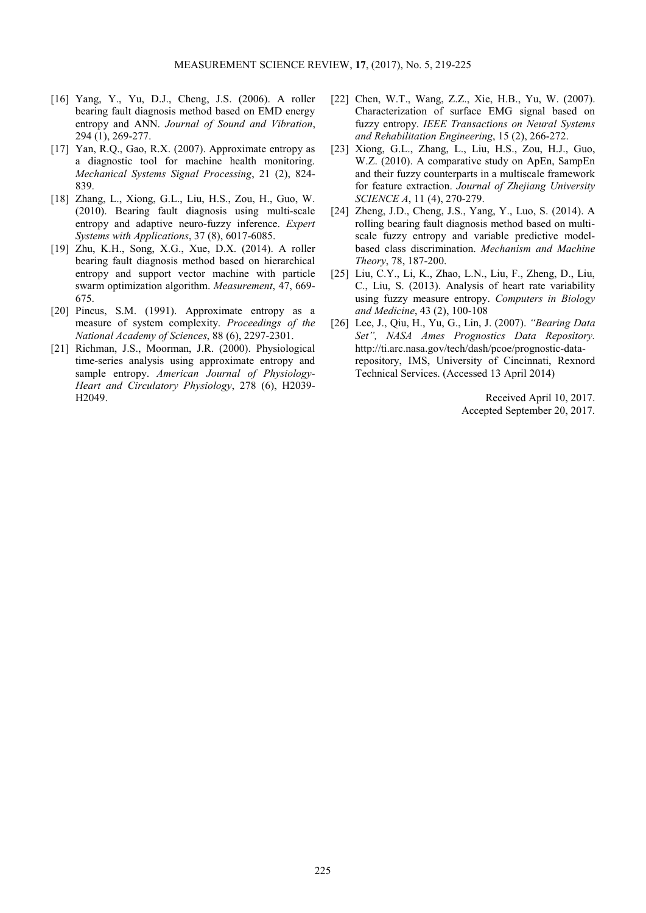[16] Yang, Y., Yu, D.J., Cheng, J.S. (2006). A roller bearing fault diagnosis method based on EMD energy entropy and ANN. *Journal of Sound and Vibration*, 294 (1), 269-277.

[17] Yan, R.Q., Gao, R.X. (2007). Approximate entropy as a diagnostic tool for machine health monitoring. *Mechanical Systems Signal Processing*, 21 (2), 824-839.

[18] Zhang, L., Xiong, G.L., Liu, H.S., Zou, H., Guo, W. (2010). Bearing fault diagnosis using multi-scale entropy and adaptive neuro-fuzzy inference. *Expert Systems with Applications*, 37 (8), 6017-6085.

[19] Zhu, K.H., Song, X.G., Xue, D.X. (2014). A roller bearing fault diagnosis method based on hierarchical entropy and support vector machine with particle swarm optimization algorithm. *Measurement*, 47, 669-675.

[20] Pincus, S.M. (1991). Approximate entropy as a measure of system complexity. *Proceedings of the National Academy of Sciences*, 88 (6), 2297-2301.

[21] Richman, J.S., Moorman, J.R. (2000). Physiological time-series analysis using approximate entropy and sample entropy. *American Journal of Physiology-Heart and Circulatory Physiology*, 278 (6), H2039-H2049.

[22] Chen, W.T., Wang, Z.Z., Xie, H.B., Yu, W. (2007). Characterization of surface EMG signal based on fuzzy entropy. *IEEE Transactions on Neural Systems and Rehabilitation Engineering*, 15 (2), 266-272.

[23] Xiong, G.L., Zhang, L., Liu, H.S., Zou, H.J., Guo, W.Z. (2010). A comparative study on ApEn, SampEn and their fuzzy counterparts in a multiscale framework for feature extraction. *Journal of Zhejiang University SCIENCE A*, 11 (4), 270-279.

[24] Zheng, J.D., Cheng, J.S., Yang, Y., Luo, S. (2014). A rolling bearing fault diagnosis method based on multi-scale fuzzy entropy and variable predictive model-based class discrimination. *Mechanism and Machine Theory*, 78, 187-200.

[25] Liu, C.Y., Li, K., Zhao, L.N., Liu, F., Zheng, D., Liu, C., Liu, S. (2013). Analysis of heart rate variability using fuzzy measure entropy. *Computers in Biology and Medicine*, 43 (2), 100-108

[26] Lee, J., Qiu, H., Yu, G., Lin, J. (2007). *"Bearing Data Set", NASA Ames Prognostics Data Repository.* http://ti.arc.nasa.gov/tech/dash/pcoe/prognostic-data-repository, IMS, University of Cincinnati, Rexnord Technical Services. (Accessed 13 April 2014)

Received April 10, 2017.
Accepted September 20, 2017.